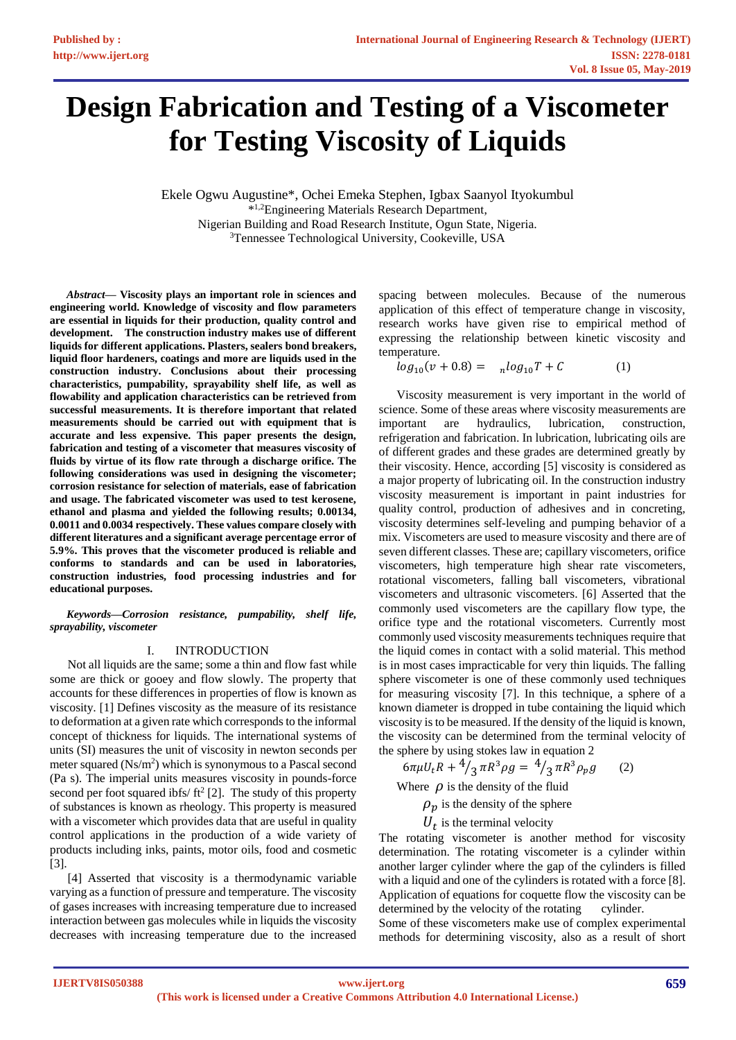# Design Fabrication and Testing of a Viscometer for Testing Viscosity of Liquids

Ekele Ogwu Augustine*, Ochei Emeka Stephen, Igbax Saanyol Ityokumbul
*[1,2]Engineering Materials Research Department,
Nigerian Building and Road Research Institute, Ogun State, Nigeria.
[3]Tennessee Technological University, Cookeville, USA

***Abstract*— Viscosity plays an important role in sciences and engineering world. Knowledge of viscosity and flow parameters are essential in liquids for their production, quality control and development. The construction industry makes use of different liquids for different applications. Plasters, sealers bond breakers, liquid floor hardeners, coatings and more are liquids used in the construction industry. Conclusions about their processing characteristics, pumpability, sprayability shelf life, as well as flowability and application characteristics can be retrieved from successful measurements. It is therefore important that related measurements should be carried out with equipment that is accurate and less expensive. This paper presents the design, fabrication and testing of a viscometer that measures viscosity of fluids by virtue of its flow rate through a discharge orifice. The following considerations was used in designing the viscometer; corrosion resistance for selection of materials, ease of fabrication and usage. The fabricated viscometer was used to test kerosene, ethanol and plasma and yielded the following results; 0.00134, 0.0011 and 0.0034 respectively. These values compare closely with different literatures and a significant average percentage error of 5.9%. This proves that the viscometer produced is reliable and conforms to standards and can be used in laboratories, construction industries, food processing industries and for educational purposes.**

***Keywords—Corrosion resistance, pumpability, shelf life, sprayability, viscometer***

## I. INTRODUCTION

Not all liquids are the same; some a thin and flow fast while some are thick or gooey and flow slowly. The property that accounts for these differences in properties of flow is known as viscosity. [1] Defines viscosity as the measure of its resistance to deformation at a given rate which corresponds to the informal concept of thickness for liquids. The international systems of units (SI) measures the unit of viscosity in newton seconds per meter squared (Ns/m$^2$) which is synonymous to a Pascal second (Pa s). The imperial units measures viscosity in pounds-force second per foot squared ibfs/ ft$^2$ [2]. The study of this property of substances is known as rheology. This property is measured with a viscometer which provides data that are useful in quality control applications in the production of a wide variety of products including inks, paints, motor oils, food and cosmetic [3].

[4] Asserted that viscosity is a thermodynamic variable varying as a function of pressure and temperature. The viscosity of gases increases with increasing temperature due to increased interaction between gas molecules while in liquids the viscosity decreases with increasing temperature due to the increased spacing between molecules. Because of the numerous application of this effect of temperature change in viscosity, research works have given rise to empirical method of expressing the relationship between kinetic viscosity and temperature.

$$log_{10}(v + 0.8) = \ _n log_{10} T + C \qquad (1)$$

Viscosity measurement is very important in the world of science. Some of these areas where viscosity measurements are important are hydraulics, lubrication, construction, refrigeration and fabrication. In lubrication, lubricating oils are of different grades and these grades are determined greatly by their viscosity. Hence, according [5] viscosity is considered as a major property of lubricating oil. In the construction industry viscosity measurement is important in paint industries for quality control, production of adhesives and in concreting, viscosity determines self-leveling and pumping behavior of a mix. Viscometers are used to measure viscosity and there are of seven different classes. These are; capillary viscometers, orifice viscometers, high temperature high shear rate viscometers, rotational viscometers, falling ball viscometers, vibrational viscometers and ultrasonic viscometers. [6] Asserted that the commonly used viscometers are the capillary flow type, the orifice type and the rotational viscometers. Currently most commonly used viscosity measurements techniques require that the liquid comes in contact with a solid material. This method is in most cases impracticable for very thin liquids. The falling sphere viscometer is one of these commonly used techniques for measuring viscosity [7]. In this technique, a sphere of a known diameter is dropped in tube containing the liquid which viscosity is to be measured. If the density of the liquid is known, the viscosity can be determined from the terminal velocity of the sphere by using stokes law in equation 2

$$6\pi\mu U_t R + {}^4/_3\,\pi R^3 \rho g = {}^4/_3\,\pi R^3 \rho_p g \qquad (2)$$

Where $\rho$ is the density of the fluid

$\rho_p$ is the density of the sphere

$U_t$ is the terminal velocity

The rotating viscometer is another method for viscosity determination. The rotating viscometer is a cylinder within another larger cylinder where the gap of the cylinders is filled with a liquid and one of the cylinders is rotated with a force [8]. Application of equations for coquette flow the viscosity can be determined by the velocity of the rotating cylinder.

Some of these viscometers make use of complex experimental methods for determining viscosity, also as a result of short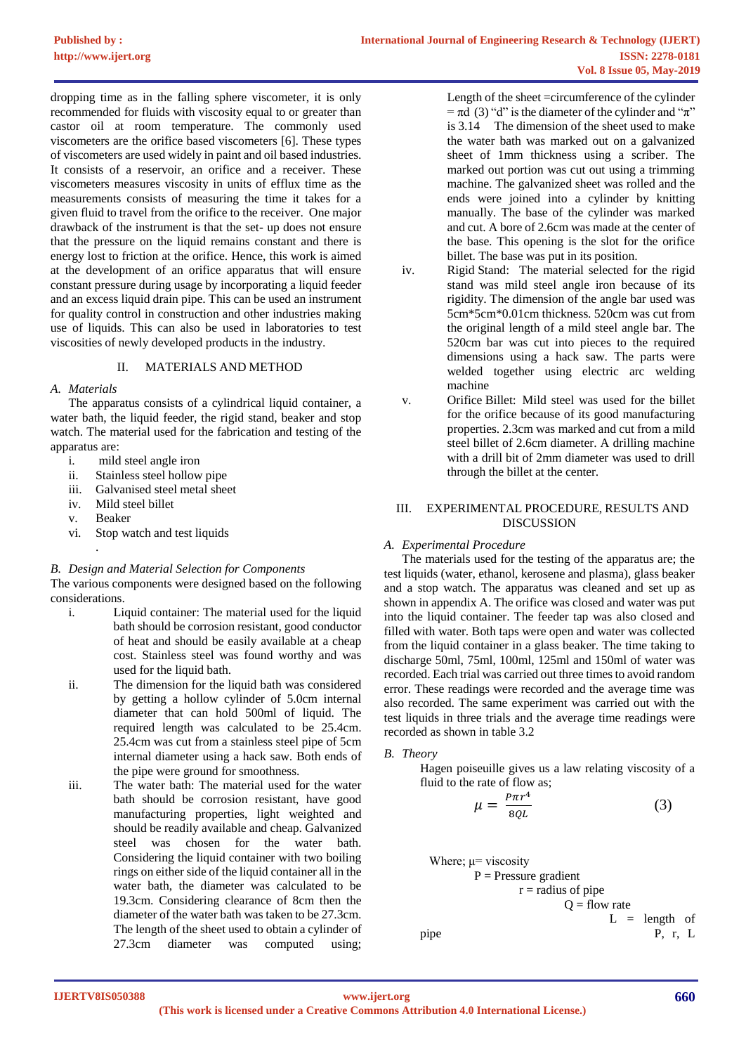dropping time as in the falling sphere viscometer, it is only recommended for fluids with viscosity equal to or greater than castor oil at room temperature. The commonly used viscometers are the orifice based viscometers [6]. These types of viscometers are used widely in paint and oil based industries. It consists of a reservoir, an orifice and a receiver. These viscometers measures viscosity in units of efflux time as the measurements consists of measuring the time it takes for a given fluid to travel from the orifice to the receiver. One major drawback of the instrument is that the set- up does not ensure that the pressure on the liquid remains constant and there is energy lost to friction at the orifice. Hence, this work is aimed at the development of an orifice apparatus that will ensure constant pressure during usage by incorporating a liquid feeder and an excess liquid drain pipe. This can be used an instrument for quality control in construction and other industries making use of liquids. This can also be used in laboratories to test viscosities of newly developed products in the industry.

## II. MATERIALS AND METHOD

### A. Materials

The apparatus consists of a cylindrical liquid container, a water bath, the liquid feeder, the rigid stand, beaker and stop watch. The material used for the fabrication and testing of the apparatus are:

i. mild steel angle iron
ii. Stainless steel hollow pipe
iii. Galvanised steel metal sheet
iv. Mild steel billet
v. Beaker
vi. Stop watch and test liquids

### B. Design and Material Selection for Components

The various components were designed based on the following considerations.

i. Liquid container: The material used for the liquid bath should be corrosion resistant, good conductor of heat and should be easily available at a cheap cost. Stainless steel was found worthy and was used for the liquid bath.

ii. The dimension for the liquid bath was considered by getting a hollow cylinder of 5.0cm internal diameter that can hold 500ml of liquid. The required length was calculated to be 25.4cm. 25.4cm was cut from a stainless steel pipe of 5cm internal diameter using a hack saw. Both ends of the pipe were ground for smoothness.

iii. The water bath: The material used for the water bath should be corrosion resistant, have good manufacturing properties, light weighted and should be readily available and cheap. Galvanized steel was chosen for the water bath. Considering the liquid container with two boiling rings on either side of the liquid container all in the water bath, the diameter was calculated to be 19.3cm. Considering clearance of 8cm then the diameter of the water bath was taken to be 27.3cm. The length of the sheet used to obtain a cylinder of 27.3cm diameter was computed using; Length of the sheet =circumference of the cylinder $= \pi d$ (3) "d" is the diameter of the cylinder and "$\pi$" is 3.14 The dimension of the sheet used to make the water bath was marked out on a galvanized sheet of 1mm thickness using a scriber. The marked out portion was cut out using a trimming machine. The galvanized sheet was rolled and the ends were joined into a cylinder by knitting manually. The base of the cylinder was marked and cut. A bore of 2.6cm was made at the center of the base. This opening is the slot for the orifice billet. The base was put in its position.

iv. Rigid Stand: The material selected for the rigid stand was mild steel angle iron because of its rigidity. The dimension of the angle bar used was 5cm*5cm*0.01cm thickness. 520cm was cut from the original length of a mild steel angle bar. The 520cm bar was cut into pieces to the required dimensions using a hack saw. The parts were welded together using electric arc welding machine

v. Orifice Billet: Mild steel was used for the billet for the orifice because of its good manufacturing properties. 2.3cm was marked and cut from a mild steel billet of 2.6cm diameter. A drilling machine with a drill bit of 2mm diameter was used to drill through the billet at the center.

## III. EXPERIMENTAL PROCEDURE, RESULTS AND DISCUSSION

### A. Experimental Procedure

The materials used for the testing of the apparatus are; the test liquids (water, ethanol, kerosene and plasma), glass beaker and a stop watch. The apparatus was cleaned and set up as shown in appendix A. The orifice was closed and water was put into the liquid container. The feeder tap was also closed and filled with water. Both taps were open and water was collected from the liquid container in a glass beaker. The time taking to discharge 50ml, 75ml, 100ml, 125ml and 150ml of water was recorded. Each trial was carried out three times to avoid random error. These readings were recorded and the average time was also recorded. The same experiment was carried out with the test liquids in three trials and the average time readings were recorded as shown in table 3.2

### B. Theory

Hagen poiseuille gives us a law relating viscosity of a fluid to the rate of flow as;

$$\mu = \frac{P\pi r^4}{8QL} \qquad (3)$$

Where; $\mu$= viscosity
P = Pressure gradient
r = radius of pipe
Q = flow rate
L = length of pipe P, r, L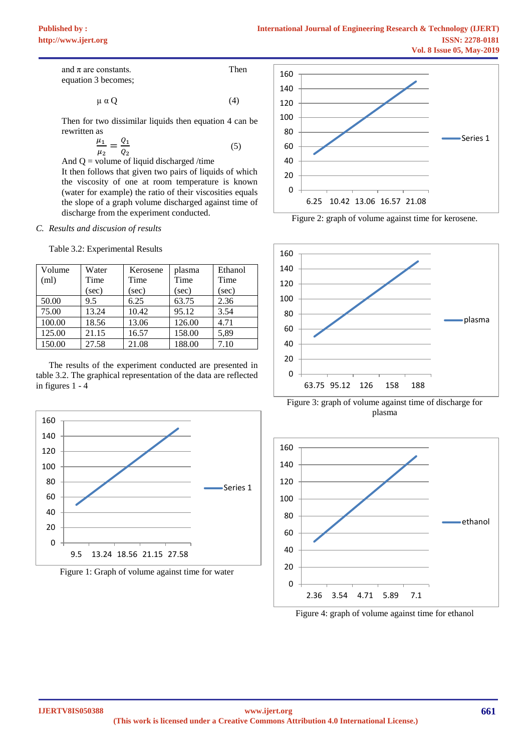and π are constants. Then equation 3 becomes;

$$\mu \alpha Q \quad (4)$$

Then for two dissimilar liquids then equation 4 can be rewritten as

$$\frac{\mu_1}{\mu_2} = \frac{Q_1}{Q_2} \quad (5)$$

And Q = volume of liquid discharged /time

It then follows that given two pairs of liquids of which the viscosity of one at room temperature is known (water for example) the ratio of their viscosities equals the slope of a graph volume discharged against time of discharge from the experiment conducted.

*C. Results and discusion of results*

Table 3.2: Experimental Results

| Volume (ml) | Water Time (sec) | Kerosene Time (sec) | plasma Time (sec) | Ethanol Time (sec) |
|---|---|---|---|---|
| 50.00 | 9.5 | 6.25 | 63.75 | 2.36 |
| 75.00 | 13.24 | 10.42 | 95.12 | 3.54 |
| 100.00 | 18.56 | 13.06 | 126.00 | 4.71 |
| 125.00 | 21.15 | 16.57 | 158.00 | 5,89 |
| 150.00 | 27.58 | 21.08 | 188.00 | 7.10 |

The results of the experiment conducted are presented in table 3.2. The graphical representation of the data are reflected in figures 1 - 4

Figure 1: Graph of volume against time for water

Figure 2: graph of volume against time for kerosene.

Figure 3: graph of volume against time of discharge for plasma

Figure 4: graph of volume against time for ethanol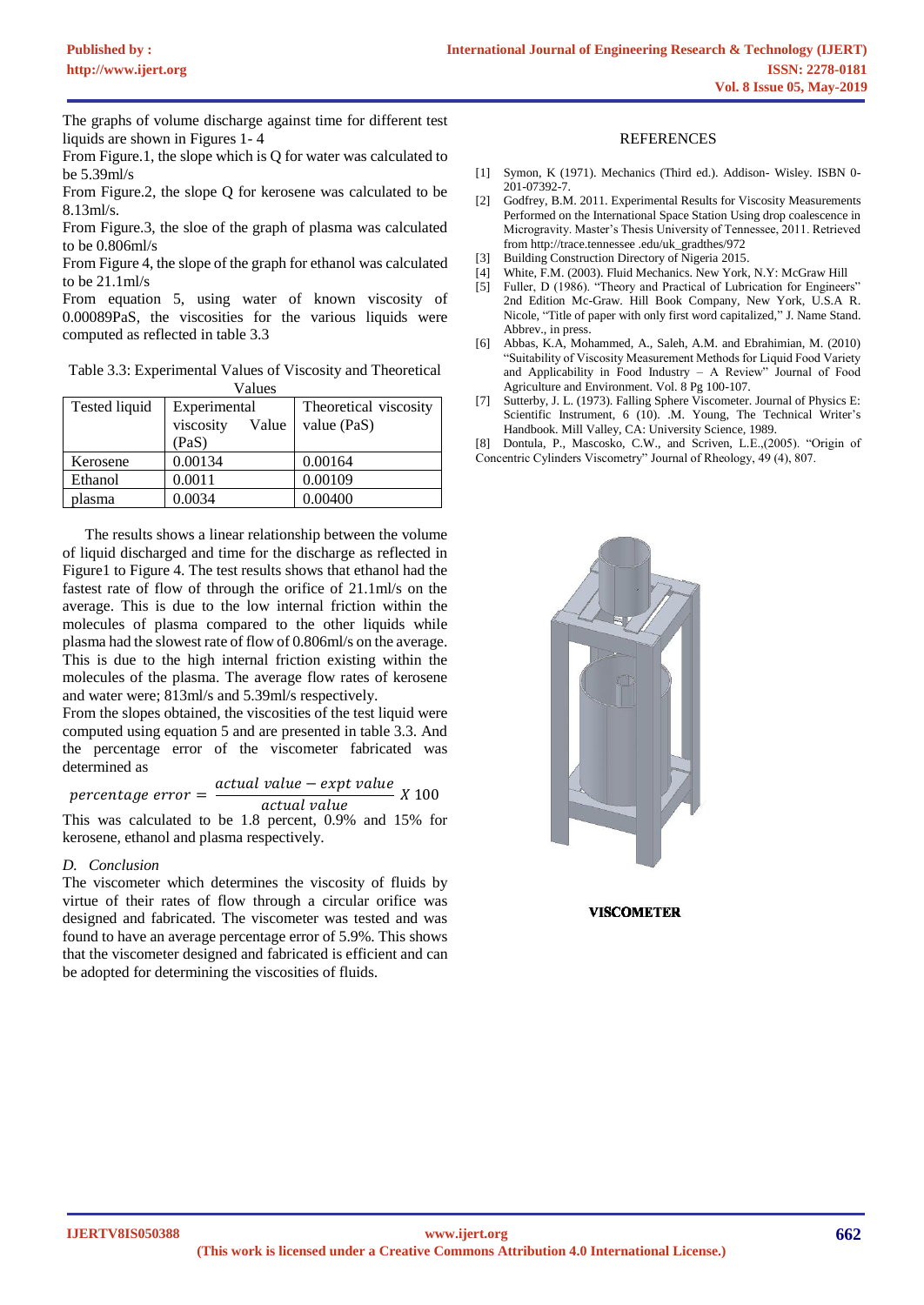The graphs of volume discharge against time for different test liquids are shown in Figures 1- 4

From Figure.1, the slope which is Q for water was calculated to be 5.39ml/s

From Figure.2, the slope Q for kerosene was calculated to be 8.13ml/s.

From Figure.3, the sloe of the graph of plasma was calculated to be 0.806ml/s

From Figure 4, the slope of the graph for ethanol was calculated to be 21.1ml/s

From equation 5, using water of known viscosity of 0.00089PaS, the viscosities for the various liquids were computed as reflected in table 3.3

Table 3.3: Experimental Values of Viscosity and Theoretical Values

| Tested liquid | Experimental viscosity Value (PaS) | Theoretical viscosity value (PaS) |
|---|---|---|
| Kerosene | 0.00134 | 0.00164 |
| Ethanol | 0.0011 | 0.00109 |
| plasma | 0.0034 | 0.00400 |

The results shows a linear relationship between the volume of liquid discharged and time for the discharge as reflected in Figure1 to Figure 4. The test results shows that ethanol had the fastest rate of flow of through the orifice of 21.1ml/s on the average. This is due to the low internal friction within the molecules of plasma compared to the other liquids while plasma had the slowest rate of flow of 0.806ml/s on the average. This is due to the high internal friction existing within the molecules of the plasma. The average flow rates of kerosene and water were; 813ml/s and 5.39ml/s respectively.

From the slopes obtained, the viscosities of the test liquid were computed using equation 5 and are presented in table 3.3. And the percentage error of the viscometer fabricated was determined as

$$percentage\ error = \frac{actual\ value - expt\ value}{actual\ value}\ X\ 100$$

This was calculated to be 1.8 percent, 0.9% and 15% for kerosene, ethanol and plasma respectively.

### *D. Conclusion*

The viscometer which determines the viscosity of fluids by virtue of their rates of flow through a circular orifice was designed and fabricated. The viscometer was tested and was found to have an average percentage error of 5.9%. This shows that the viscometer designed and fabricated is efficient and can be adopted for determining the viscosities of fluids.

## REFERENCES

[1] Symon, K (1971). Mechanics (Third ed.). Addison- Wisley. ISBN 0-201-07392-7.

[2] Godfrey, B.M. 2011. Experimental Results for Viscosity Measurements Performed on the International Space Station Using drop coalescence in Microgravity. Master's Thesis University of Tennessee, 2011. Retrieved from http://trace.tennessee .edu/uk_gradthes/972

[3] Building Construction Directory of Nigeria 2015.

[4] White, F.M. (2003). Fluid Mechanics. New York, N.Y: McGraw Hill

[5] Fuller, D (1986). "Theory and Practical of Lubrication for Engineers" 2nd Edition Mc-Graw. Hill Book Company, New York, U.S.A R. Nicole, "Title of paper with only first word capitalized," J. Name Stand. Abbrev., in press.

[6] Abbas, K.A, Mohammed, A., Saleh, A.M. and Ebrahimian, M. (2010) "Suitability of Viscosity Measurement Methods for Liquid Food Variety and Applicability in Food Industry – A Review" Journal of Food Agriculture and Environment. Vol. 8 Pg 100-107.

[7] Sutterby, J. L. (1973). Falling Sphere Viscometer. Journal of Physics E: Scientific Instrument, 6 (10). .M. Young, The Technical Writer's Handbook. Mill Valley, CA: University Science, 1989.

[8] Dontula, P., Mascosko, C.W., and Scriven, L.E.,(2005). "Origin of Concentric Cylinders Viscometry" Journal of Rheology, 49 (4), 807.

**VISCOMETER**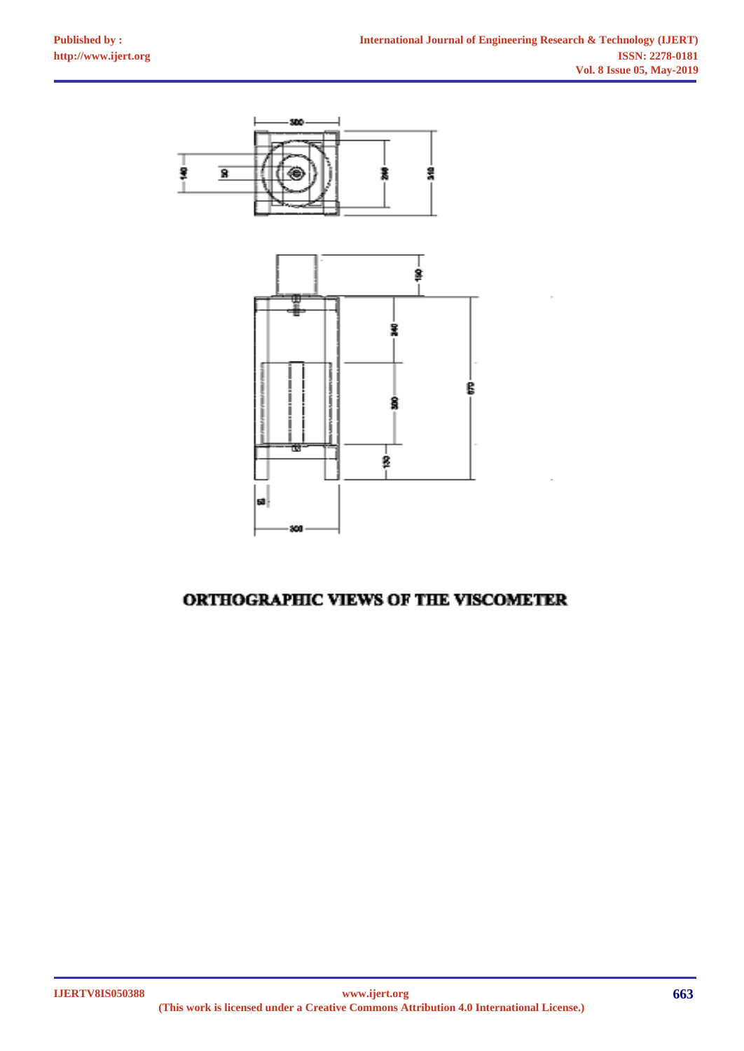300

140

50

268

310

150

240

670

300

130

50

300

ORTHOGRAPHIC VIEWS OF THE VISCOMETER